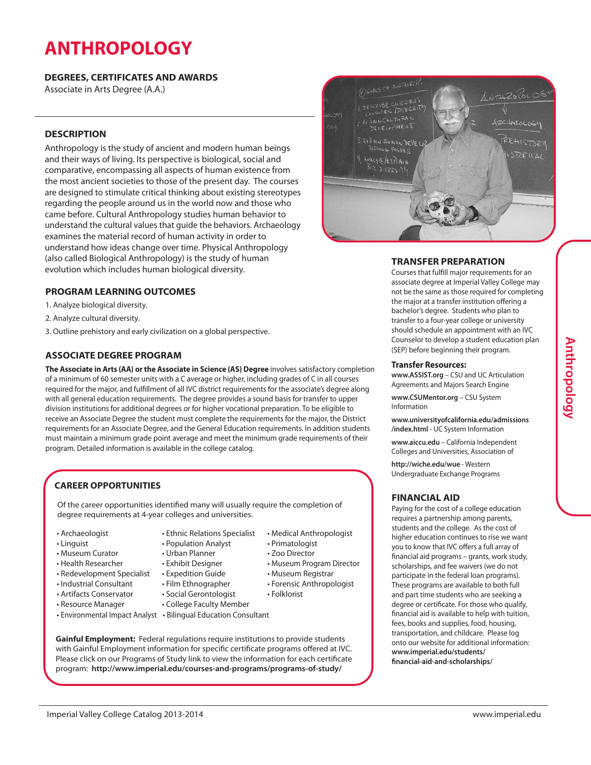# ANTHROPOLOGY

## DEGREES, CERTIFICATES AND AWARDS

Associate in Arts Degree (A.A.)

## DESCRIPTION

Anthropology is the study of ancient and modern human beings and their ways of living. Its perspective is biological, social and comparative, encompassing all aspects of human existence from the most ancient societies to those of the present day. The courses are designed to stimulate critical thinking about existing stereotypes regarding the people around us in the world now and those who came before. Cultural Anthropology studies human behavior to understand the cultural values that guide the behaviors. Archaeology examines the material record of human activity in order to understand how ideas change over time. Physical Anthropology (also called Biological Anthropology) is the study of human evolution which includes human biological diversity.

## PROGRAM LEARNING OUTCOMES

1. Analyze biological diversity.
2. Analyze cultural diversity.
3. Outline prehistory and early civilization on a global perspective.

## ASSOCIATE DEGREE PROGRAM

**The Associate in Arts (AA) or the Associate in Science (AS) Degree** involves satisfactory completion of a minimum of 60 semester units with a C average or higher, including grades of C in all courses required for the major, and fulfillment of all IVC district requirements for the associate's degree along with all general education requirements. The degree provides a sound basis for transfer to upper division institutions for additional degrees or for higher vocational preparation. To be eligible to receive an Associate Degree the student must complete the requirements for the major, the District requirements for an Associate Degree, and the General Education requirements. In addition students must maintain a minimum grade point average and meet the minimum grade requirements of their program. Detailed information is available in the college catalog.

## CAREER OPPORTUNITIES

Of the career opportunities identified many will usually require the completion of degree requirements at 4-year colleges and universities.

- Archaeologist
- Linguist
- Museum Curator
- Health Researcher
- Redevelopment Specialist
- Industrial Consultant
- Artifacts Conservator
- Resource Manager
- Environmental Impact Analyst
- Ethnic Relations Specialist
- Population Analyst
- Urban Planner
- Exhibit Designer
- Expedition Guide
- Film Ethnographer
- Social Gerontologist
- College Faculty Member
- Bilingual Education Consultant
- Medical Anthropologist
- Primatologist
- Zoo Director
- Museum Program Director
- Museum Registrar
- Forensic Anthropologist
- Folklorist

**Gainful Employment:** Federal regulations require institutions to provide students with Gainful Employment information for specific certificate programs offered at IVC. Please click on our Programs of Study link to view the information for each certificate program: **http://www.imperial.edu/courses-and-programs/programs-of-study/**

## TRANSFER PREPARATION

Courses that fulfill major requirements for an associate degree at Imperial Valley College may not be the same as those required for completing the major at a transfer institution offering a bachelor's degree. Students who plan to transfer to a four-year college or university should schedule an appointment with an IVC Counselor to develop a student education plan (SEP) before beginning their program.

### Transfer Resources:

**www.ASSIST.org** – CSU and UC Articulation Agreements and Majors Search Engine

**www.CSUMentor.org** – CSU System Information

**www.universityofcalifornia.edu/admissions/index.html** - UC System Information

**www.aiccu.edu** – California Independent Colleges and Universities, Association of

**http://wiche.edu/wue** - Western Undergraduate Exchange Programs

## FINANCIAL AID

Paying for the cost of a college education requires a partnership among parents, students and the college. As the cost of higher education continues to rise we want you to know that IVC offers a full array of financial aid programs – grants, work study, scholarships, and fee waivers (we do not participate in the federal loan programs). These programs are available to both full and part time students who are seeking a degree or certificate. For those who qualify, financial aid is available to help with tuition, fees, books and supplies, food, housing, transportation, and childcare. Please log onto our website for additional information: **www.imperial.edu/students/financial-aid-and-scholarships/**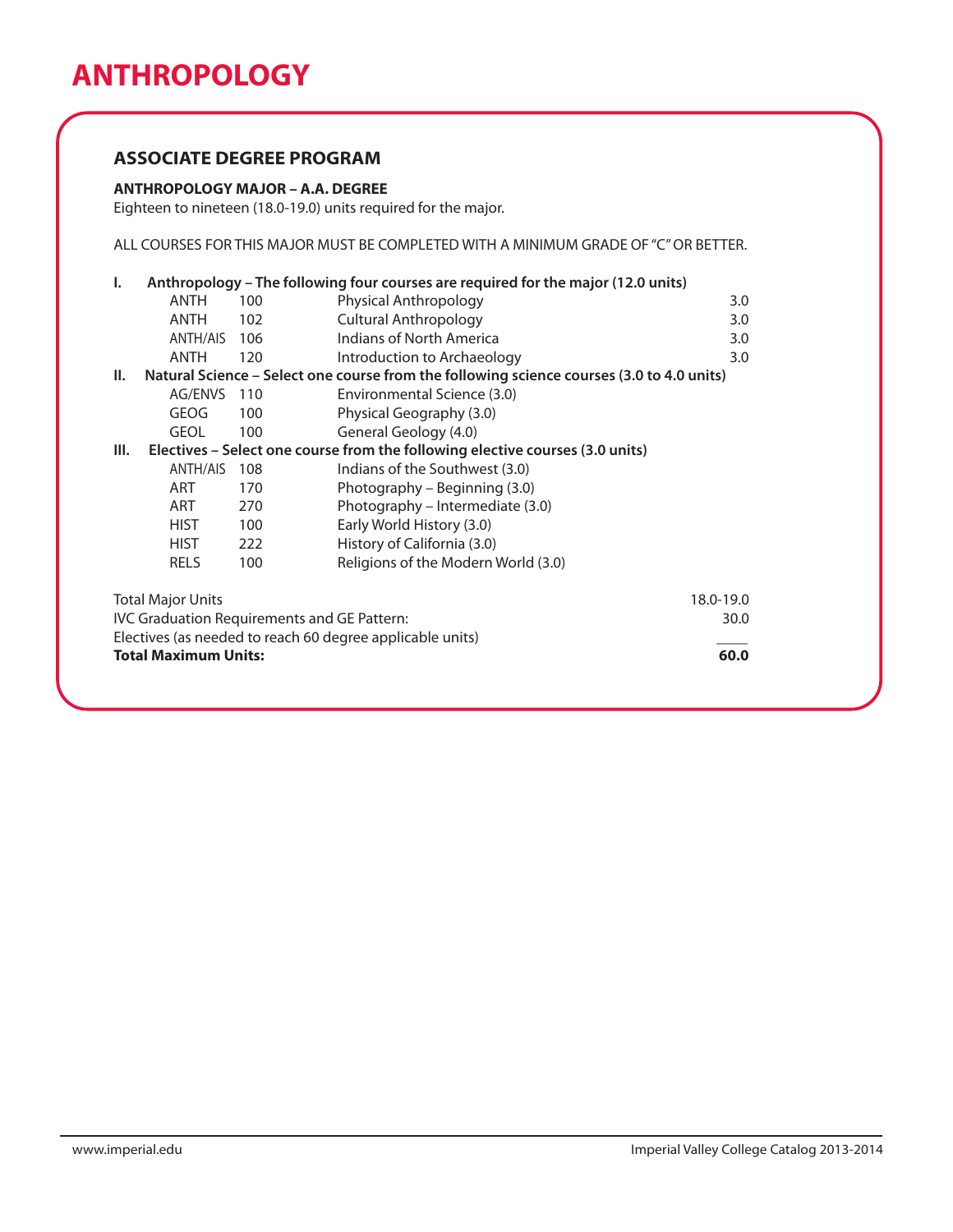# ANTHROPOLOGY

## ASSOCIATE DEGREE PROGRAM

**ANTHROPOLOGY MAJOR – A.A. DEGREE**

Eighteen to nineteen (18.0-19.0) units required for the major.

ALL COURSES FOR THIS MAJOR MUST BE COMPLETED WITH A MINIMUM GRADE OF "C" OR BETTER.

| | | | | |
|---|---|---|---|---|
| **I.** | **Anthropology – The following four courses are required for the major (12.0 units)** | | | |
| | ANTH | 100 | Physical Anthropology | 3.0 |
| | ANTH | 102 | Cultural Anthropology | 3.0 |
| | ANTH/AIS | 106 | Indians of North America | 3.0 |
| | ANTH | 120 | Introduction to Archaeology | 3.0 |
| **II.** | **Natural Science – Select one course from the following science courses (3.0 to 4.0 units)** | | | |
| | AG/ENVS | 110 | Environmental Science (3.0) | |
| | GEOG | 100 | Physical Geography (3.0) | |
| | GEOL | 100 | General Geology (4.0) | |
| **III.** | **Electives – Select one course from the following elective courses (3.0 units)** | | | |
| | ANTH/AIS | 108 | Indians of the Southwest (3.0) | |
| | ART | 170 | Photography – Beginning (3.0) | |
| | ART | 270 | Photography – Intermediate (3.0) | |
| | HIST | 100 | Early World History (3.0) | |
| | HIST | 222 | History of California (3.0) | |
| | RELS | 100 | Religions of the Modern World (3.0) | |

| | |
|---|---|
| Total Major Units | 18.0-19.0 |
| IVC Graduation Requirements and GE Pattern: | 30.0 |
| Electives (as needed to reach 60 degree applicable units) | |
| **Total Maximum Units:** | **60.0** |